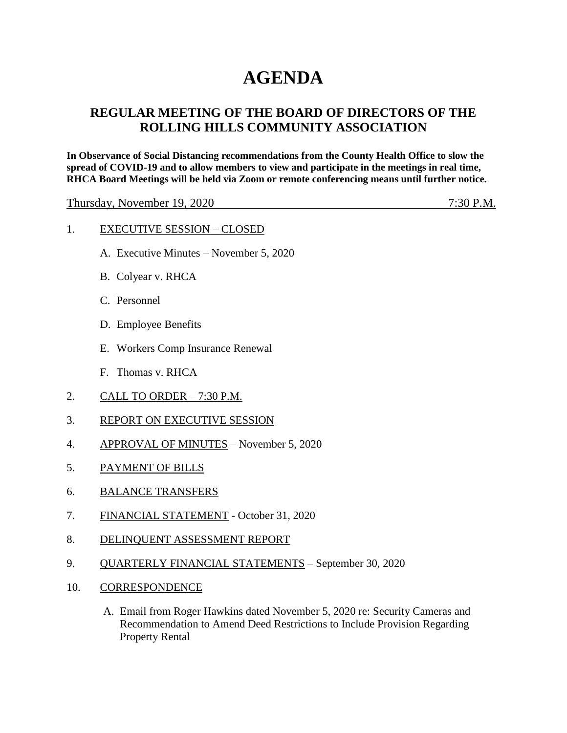# AGENDA

## REGULAR MEETING OF THE BOARD OF DIRECTORS OF THE ROLLING HILLS COMMUNITY ASSOCIATION

**In Observance of Social Distancing recommendations from the County Health Office to slow the spread of COVID-19 and to allow members to view and participate in the meetings in real time, RHCA Board Meetings will be held via Zoom or remote conferencing means until further notice.**

Thursday, November 19, 2020 7:30 P.M.

1. EXECUTIVE SESSION – CLOSED
   - A. Executive Minutes – November 5, 2020
   - B. Colyear v. RHCA
   - C. Personnel
   - D. Employee Benefits
   - E. Workers Comp Insurance Renewal
   - F. Thomas v. RHCA
2. CALL TO ORDER – 7:30 P.M.
3. REPORT ON EXECUTIVE SESSION
4. APPROVAL OF MINUTES – November 5, 2020
5. PAYMENT OF BILLS
6. BALANCE TRANSFERS
7. FINANCIAL STATEMENT - October 31, 2020
8. DELINQUENT ASSESSMENT REPORT
9. QUARTERLY FINANCIAL STATEMENTS – September 30, 2020
10. CORRESPONDENCE
    - A. Email from Roger Hawkins dated November 5, 2020 re: Security Cameras and Recommendation to Amend Deed Restrictions to Include Provision Regarding Property Rental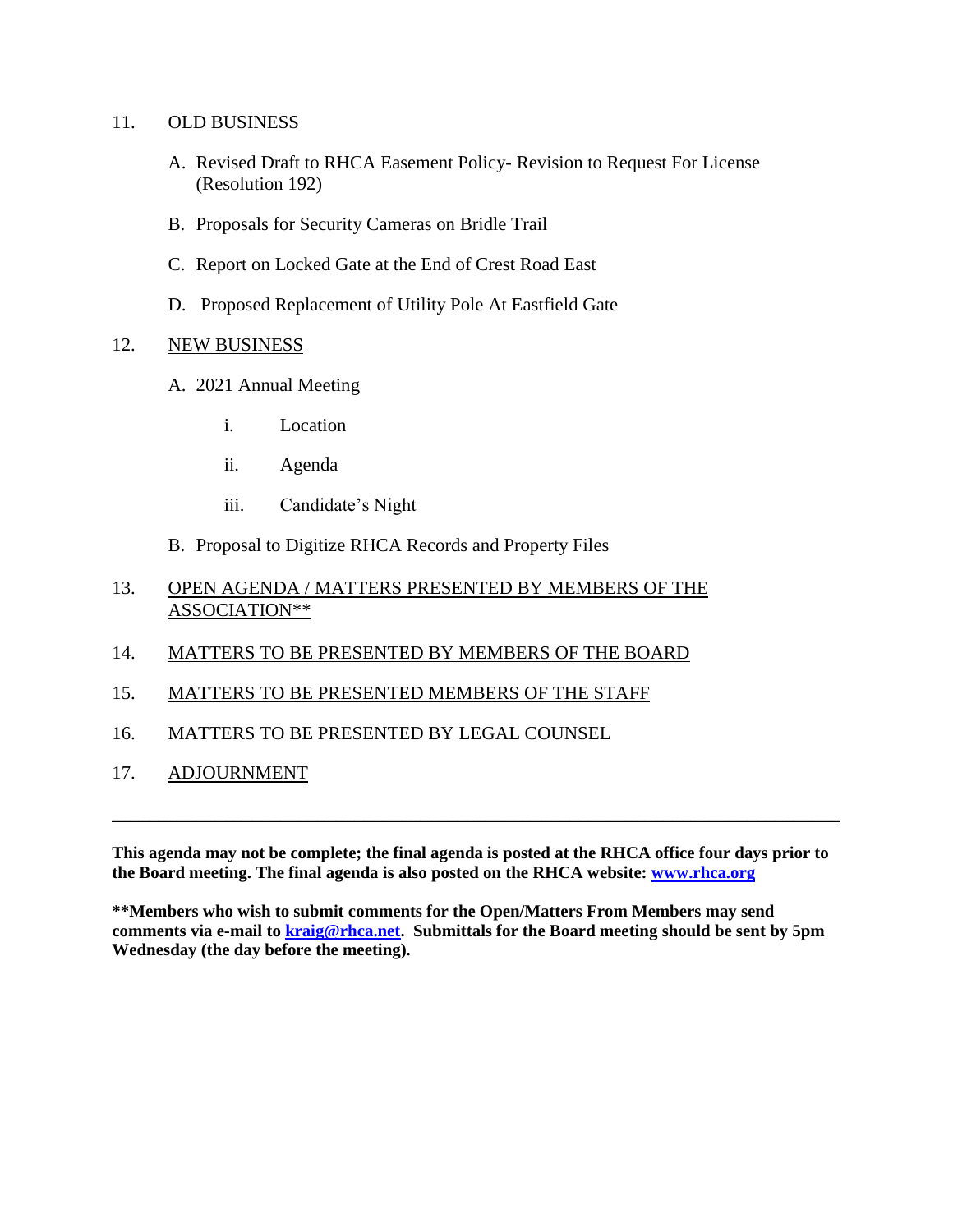11. OLD BUSINESS

   A. Revised Draft to RHCA Easement Policy- Revision to Request For License (Resolution 192)

   B. Proposals for Security Cameras on Bridle Trail

   C. Report on Locked Gate at the End of Crest Road East

   D. Proposed Replacement of Utility Pole At Eastfield Gate

12. NEW BUSINESS

   A. 2021 Annual Meeting

      i. Location

      ii. Agenda

      iii. Candidate's Night

   B. Proposal to Digitize RHCA Records and Property Files

13. OPEN AGENDA / MATTERS PRESENTED BY MEMBERS OF THE ASSOCIATION**

14. MATTERS TO BE PRESENTED BY MEMBERS OF THE BOARD

15. MATTERS TO BE PRESENTED MEMBERS OF THE STAFF

16. MATTERS TO BE PRESENTED BY LEGAL COUNSEL

17. ADJOURNMENT

---

**This agenda may not be complete; the final agenda is posted at the RHCA office four days prior to the Board meeting. The final agenda is also posted on the RHCA website: www.rhca.org**

****Members who wish to submit comments for the Open/Matters From Members may send comments via e-mail to kraig@rhca.net. Submittals for the Board meeting should be sent by 5pm Wednesday (the day before the meeting).**